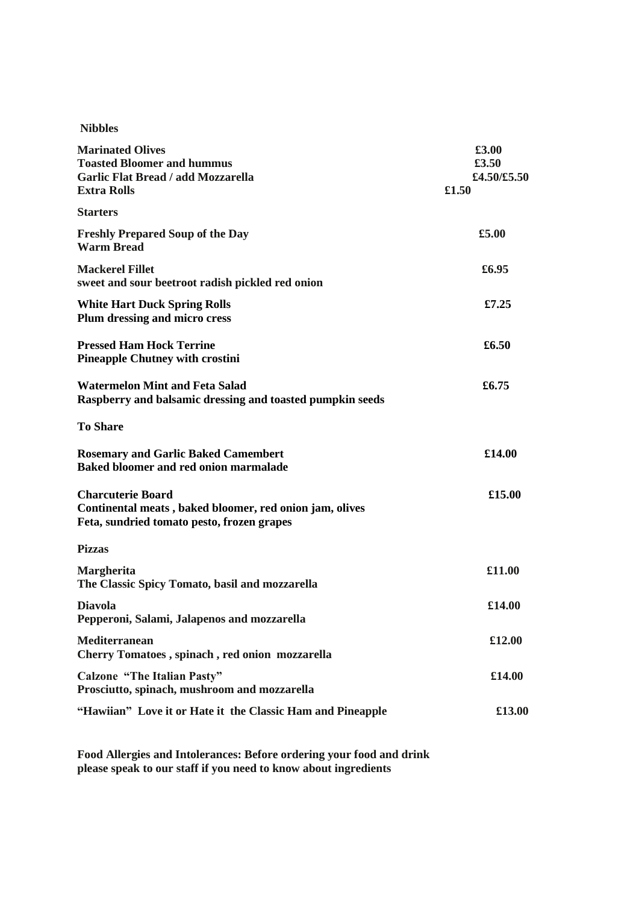## Nibbles

**Marinated Olives** **£3.00**
**Toasted Bloomer and hummus** **£3.50**
**Garlic Flat Bread / add Mozzarella** **£4.50/£5.50**
**Extra Rolls** **£1.50**

## Starters

**Freshly Prepared Soup of the Day** **£5.00**
**Warm Bread**

**Mackerel Fillet** **£6.95**
**sweet and sour beetroot radish pickled red onion**

**White Hart Duck Spring Rolls** **£7.25**
**Plum dressing and micro cress**

**Pressed Ham Hock Terrine** **£6.50**
**Pineapple Chutney with crostini**

**Watermelon Mint and Feta Salad** **£6.75**
**Raspberry and balsamic dressing and toasted pumpkin seeds**

## To Share

**Rosemary and Garlic Baked Camembert** **£14.00**
**Baked bloomer and red onion marmalade**

**Charcuterie Board** **£15.00**
**Continental meats , baked bloomer, red onion jam, olives**
**Feta, sundried tomato pesto, frozen grapes**

## Pizzas

**Margherita** **£11.00**
**The Classic Spicy Tomato, basil and mozzarella**

**Diavola** **£14.00**
**Pepperoni, Salami, Jalapenos and mozzarella**

**Mediterranean** **£12.00**
**Cherry Tomatoes , spinach , red onion mozzarella**

**Calzone "The Italian Pasty"** **£14.00**
**Prosciutto, spinach, mushroom and mozzarella**

**"Hawiian" Love it or Hate it the Classic Ham and Pineapple** **£13.00**

**Food Allergies and Intolerances: Before ordering your food and drink please speak to our staff if you need to know about ingredients**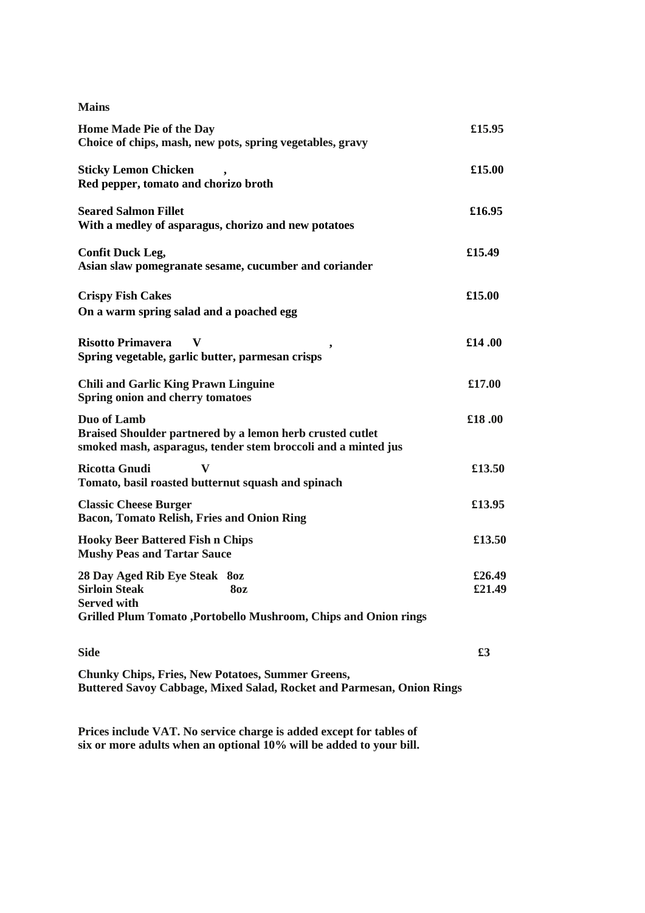## Mains

**Home Made Pie of the Day** — **£15.95**
**Choice of chips, mash, new pots, spring vegetables, gravy**

**Sticky Lemon Chicken ,** — **£15.00**
**Red pepper, tomato and chorizo broth**

**Seared Salmon Fillet** — **£16.95**
**With a medley of asparagus, chorizo and new potatoes**

**Confit Duck Leg,** — **£15.49**
**Asian slaw pomegranate sesame, cucumber and coriander**

**Crispy Fish Cakes** — **£15.00**
**On a warm spring salad and a poached egg**

**Risotto Primavera V ,** — **£14 .00**
**Spring vegetable, garlic butter, parmesan crisps**

**Chili and Garlic King Prawn Linguine** — **£17.00**
**Spring onion and cherry tomatoes**

**Duo of Lamb** — **£18 .00**
**Braised Shoulder partnered by a lemon herb crusted cutlet**
**smoked mash, asparagus, tender stem broccoli and a minted jus**

**Ricotta Gnudi V** — **£13.50**
**Tomato, basil roasted butternut squash and spinach**

**Classic Cheese Burger** — **£13.95**
**Bacon, Tomato Relish, Fries and Onion Ring**

**Hooky Beer Battered Fish n Chips** — **£13.50**
**Mushy Peas and Tartar Sauce**

**28 Day Aged Rib Eye Steak 8oz** — **£26.49**
**Sirloin Steak 8oz** — **£21.49**
**Served with**
**Grilled Plum Tomato ,Portobello Mushroom, Chips and Onion rings**

**Side** — **£3**

**Chunky Chips, Fries, New Potatoes, Summer Greens,**
**Buttered Savoy Cabbage, Mixed Salad, Rocket and Parmesan, Onion Rings**

**Prices include VAT. No service charge is added except for tables of six or more adults when an optional 10% will be added to your bill.**